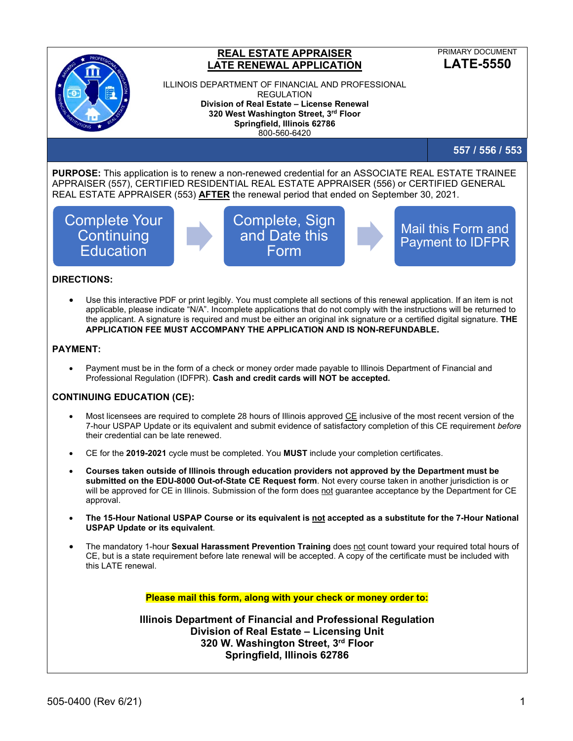# REAL ESTATE APPRAISER LATE RENEWAL APPLICATION

PRIMARY DOCUMENT
**LATE-5550**

ILLINOIS DEPARTMENT OF FINANCIAL AND PROFESSIONAL REGULATION
**Division of Real Estate – License Renewal**
**320 West Washington Street, 3rd Floor**
**Springfield, Illinois 62786**
800-560-6420

**557 / 556 / 553**

**PURPOSE:** This application is to renew a non-renewed credential for an ASSOCIATE REAL ESTATE TRAINEE APPRAISER (557), CERTIFIED RESIDENTIAL REAL ESTATE APPRAISER (556) or CERTIFIED GENERAL REAL ESTATE APPRAISER (553) **AFTER** the renewal period that ended on September 30, 2021.

Complete Your Continuing Education → Complete, Sign and Date this Form → Mail this Form and Payment to IDFPR

**DIRECTIONS:**

- Use this interactive PDF or print legibly. You must complete all sections of this renewal application. If an item is not applicable, please indicate "N/A". Incomplete applications that do not comply with the instructions will be returned to the applicant. A signature is required and must be either an original ink signature or a certified digital signature. **THE APPLICATION FEE MUST ACCOMPANY THE APPLICATION AND IS NON-REFUNDABLE.**

**PAYMENT:**

- Payment must be in the form of a check or money order made payable to Illinois Department of Financial and Professional Regulation (IDFPR). **Cash and credit cards will NOT be accepted.**

**CONTINUING EDUCATION (CE):**

- Most licensees are required to complete 28 hours of Illinois approved CE inclusive of the most recent version of the 7-hour USPAP Update or its equivalent and submit evidence of satisfactory completion of this CE requirement *before* their credential can be late renewed.
- CE for the **2019-2021** cycle must be completed. You **MUST** include your completion certificates.
- **Courses taken outside of Illinois through education providers not approved by the Department must be submitted on the EDU-8000 Out-of-State CE Request form**. Not every course taken in another jurisdiction is or will be approved for CE in Illinois. Submission of the form does not guarantee acceptance by the Department for CE approval.
- **The 15-Hour National USPAP Course or its equivalent is not accepted as a substitute for the 7-Hour National USPAP Update or its equivalent**.
- The mandatory 1-hour **Sexual Harassment Prevention Training** does not count toward your required total hours of CE, but is a state requirement before late renewal will be accepted. A copy of the certificate must be included with this LATE renewal.

**Please mail this form, along with your check or money order to:**

**Illinois Department of Financial and Professional Regulation**
**Division of Real Estate – Licensing Unit**
**320 W. Washington Street, 3rd Floor**
**Springfield, Illinois 62786**

505-0400 (Rev 6/21)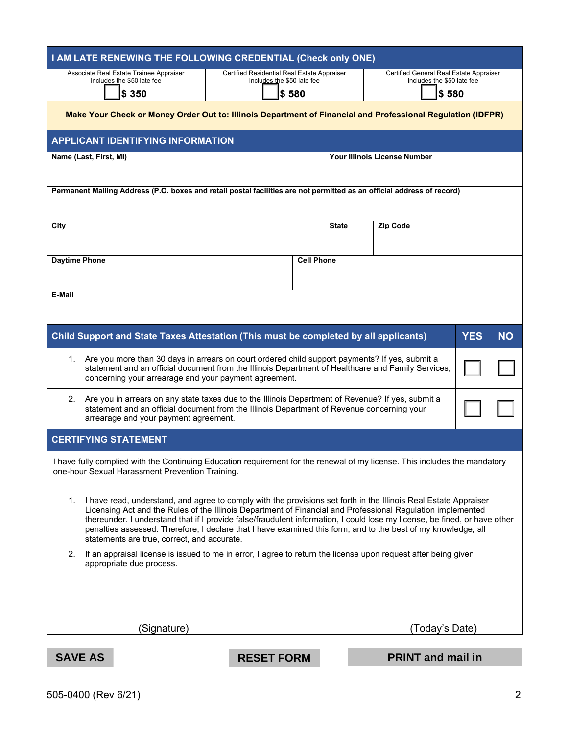## I AM LATE RENEWING THE FOLLOWING CREDENTIAL (Check only ONE)

| Associate Real Estate Trainee Appraiser<br>Includes the $50 late fee | Certified Residential Real Estate Appraiser<br>Includes the $50 late fee | Certified General Real Estate Appraiser<br>Includes the $50 late fee |
|---|---|---|
| ☐ $ 350 | ☐ $ 580 | ☐ $ 580 |

**Make Your Check or Money Order Out to: Illinois Department of Financial and Professional Regulation (IDFPR)**

## APPLICANT IDENTIFYING INFORMATION

| | | |
|---|---|---|
| **Name (Last, First, MI)** | **Your Illinois License Number** | |
| **Permanent Mailing Address (P.O. boxes and retail postal facilities are not permitted as an official address of record)** | | |
| **City** | **State** | **Zip Code** |
| **Daytime Phone** | **Cell Phone** | |
| **E-Mail** | | |

## Child Support and State Taxes Attestation (This must be completed by all applicants)

| | YES | NO |
|---|---|---|
| 1. Are you more than 30 days in arrears on court ordered child support payments? If yes, submit a statement and an official document from the Illinois Department of Healthcare and Family Services, concerning your arrearage and your payment agreement. | ☐ | ☐ |
| 2. Are you in arrears on any state taxes due to the Illinois Department of Revenue? If yes, submit a statement and an official document from the Illinois Department of Revenue concerning your arrearage and your payment agreement. | ☐ | ☐ |

## CERTIFYING STATEMENT

I have fully complied with the Continuing Education requirement for the renewal of my license. This includes the mandatory one-hour Sexual Harassment Prevention Training.

1. I have read, understand, and agree to comply with the provisions set forth in the Illinois Real Estate Appraiser Licensing Act and the Rules of the Illinois Department of Financial and Professional Regulation implemented thereunder. I understand that if I provide false/fraudulent information, I could lose my license, be fined, or have other penalties assessed. Therefore, I declare that I have examined this form, and to the best of my knowledge, all statements are true, correct, and accurate.
2. If an appraisal license is issued to me in error, I agree to return the license upon request after being given appropriate due process.

(Signature) (Today's Date)

SAVE AS | RESET FORM | PRINT and mail in

505-0400 (Rev 6/21)